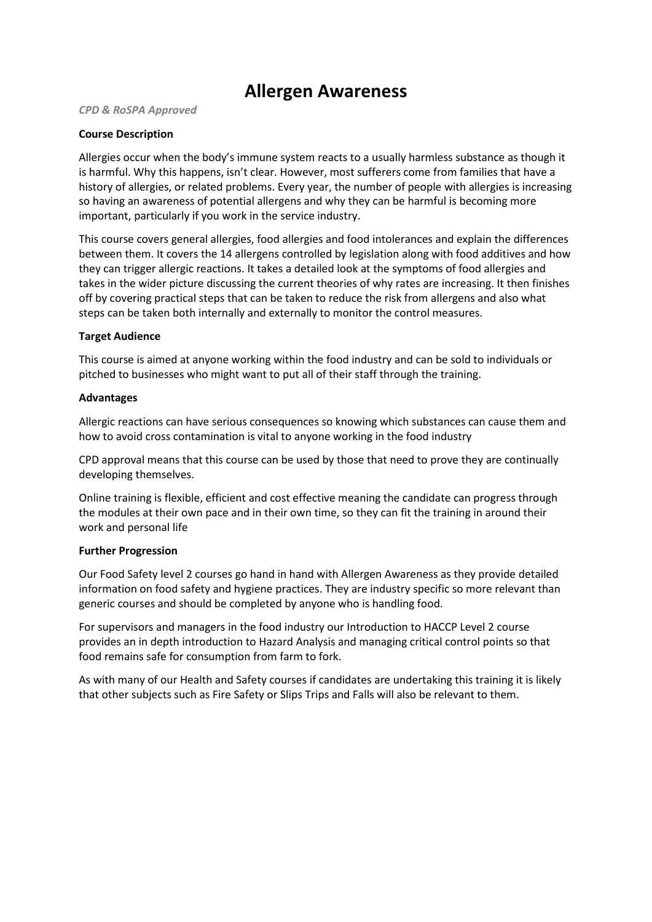# Allergen Awareness

*CPD & RoSPA Approved*

**Course Description**

Allergies occur when the body's immune system reacts to a usually harmless substance as though it is harmful. Why this happens, isn't clear. However, most sufferers come from families that have a history of allergies, or related problems. Every year, the number of people with allergies is increasing so having an awareness of potential allergens and why they can be harmful is becoming more important, particularly if you work in the service industry.

This course covers general allergies, food allergies and food intolerances and explain the differences between them. It covers the 14 allergens controlled by legislation along with food additives and how they can trigger allergic reactions. It takes a detailed look at the symptoms of food allergies and takes in the wider picture discussing the current theories of why rates are increasing. It then finishes off by covering practical steps that can be taken to reduce the risk from allergens and also what steps can be taken both internally and externally to monitor the control measures.

**Target Audience**

This course is aimed at anyone working within the food industry and can be sold to individuals or pitched to businesses who might want to put all of their staff through the training.

**Advantages**

Allergic reactions can have serious consequences so knowing which substances can cause them and how to avoid cross contamination is vital to anyone working in the food industry

CPD approval means that this course can be used by those that need to prove they are continually developing themselves.

Online training is flexible, efficient and cost effective meaning the candidate can progress through the modules at their own pace and in their own time, so they can fit the training in around their work and personal life

**Further Progression**

Our Food Safety level 2 courses go hand in hand with Allergen Awareness as they provide detailed information on food safety and hygiene practices. They are industry specific so more relevant than generic courses and should be completed by anyone who is handling food.

For supervisors and managers in the food industry our Introduction to HACCP Level 2 course provides an in depth introduction to Hazard Analysis and managing critical control points so that food remains safe for consumption from farm to fork.

As with many of our Health and Safety courses if candidates are undertaking this training it is likely that other subjects such as Fire Safety or Slips Trips and Falls will also be relevant to them.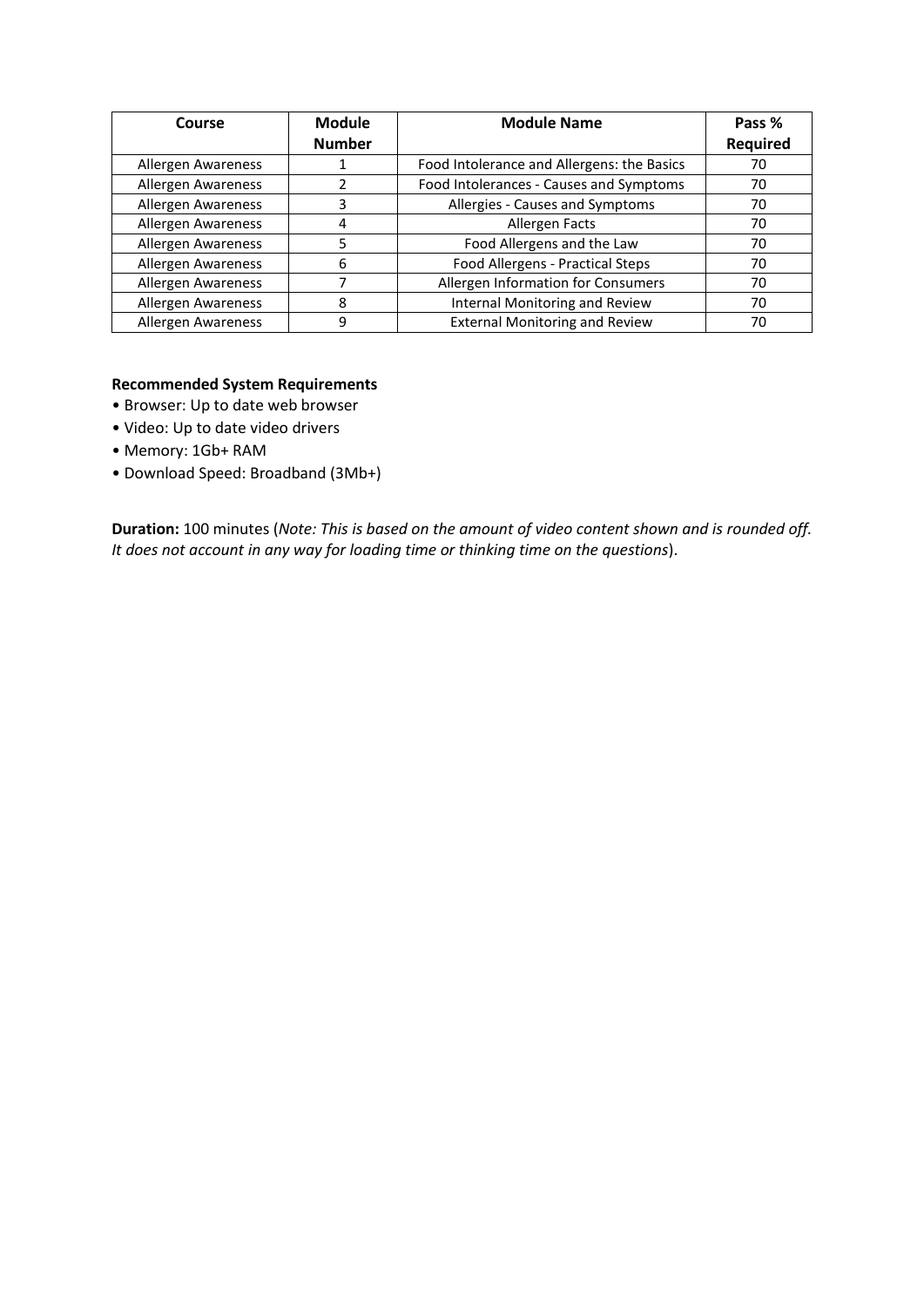| Course | Module Number | Module Name | Pass % Required |
|---|---|---|---|
| Allergen Awareness | 1 | Food Intolerance and Allergens: the Basics | 70 |
| Allergen Awareness | 2 | Food Intolerances - Causes and Symptoms | 70 |
| Allergen Awareness | 3 | Allergies - Causes and Symptoms | 70 |
| Allergen Awareness | 4 | Allergen Facts | 70 |
| Allergen Awareness | 5 | Food Allergens and the Law | 70 |
| Allergen Awareness | 6 | Food Allergens - Practical Steps | 70 |
| Allergen Awareness | 7 | Allergen Information for Consumers | 70 |
| Allergen Awareness | 8 | Internal Monitoring and Review | 70 |
| Allergen Awareness | 9 | External Monitoring and Review | 70 |

**Recommended System Requirements**

- Browser: Up to date web browser
- Video: Up to date video drivers
- Memory: 1Gb+ RAM
- Download Speed: Broadband (3Mb+)

**Duration:** 100 minutes (*Note: This is based on the amount of video content shown and is rounded off. It does not account in any way for loading time or thinking time on the questions*).